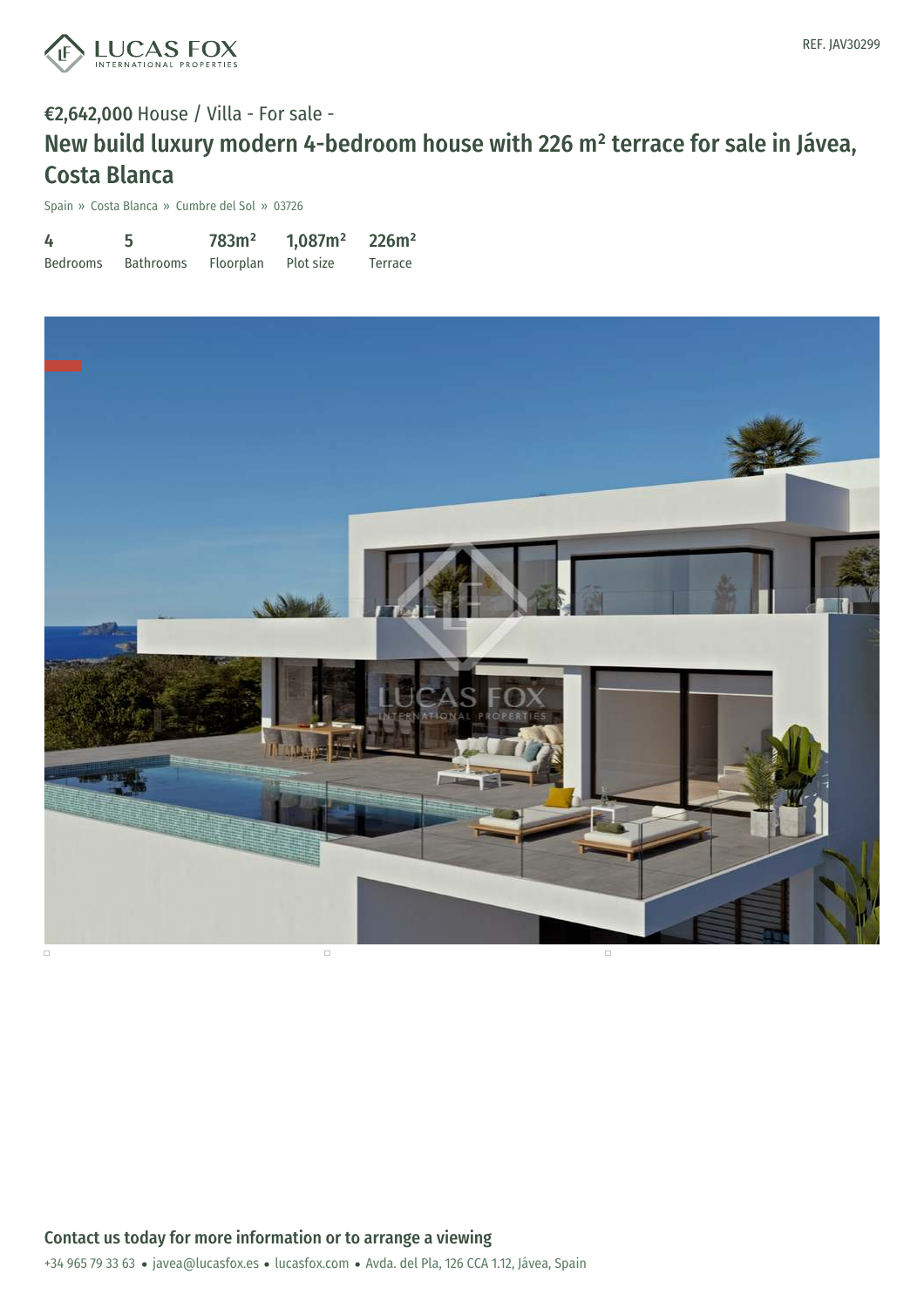REF. JAV30299

**€2,642,000** House / Villa - For sale -

# New build luxury modern 4-bedroom house with 226 m² terrace for sale in Jávea, Costa Blanca

Spain » Costa Blanca » Cumbre del Sol » 03726

| 4 | 5 | 783m² | 1,087m² | 226m² |
|---|---|---|---|---|
| Bedrooms | Bathrooms | Floorplan | Plot size | Terrace |

## Contact us today for more information or to arrange a viewing

+34 965 79 33 63 • javea@lucasfox.es • lucasfox.com • Avda. del Pla, 126 CCA 1.12, Jávea, Spain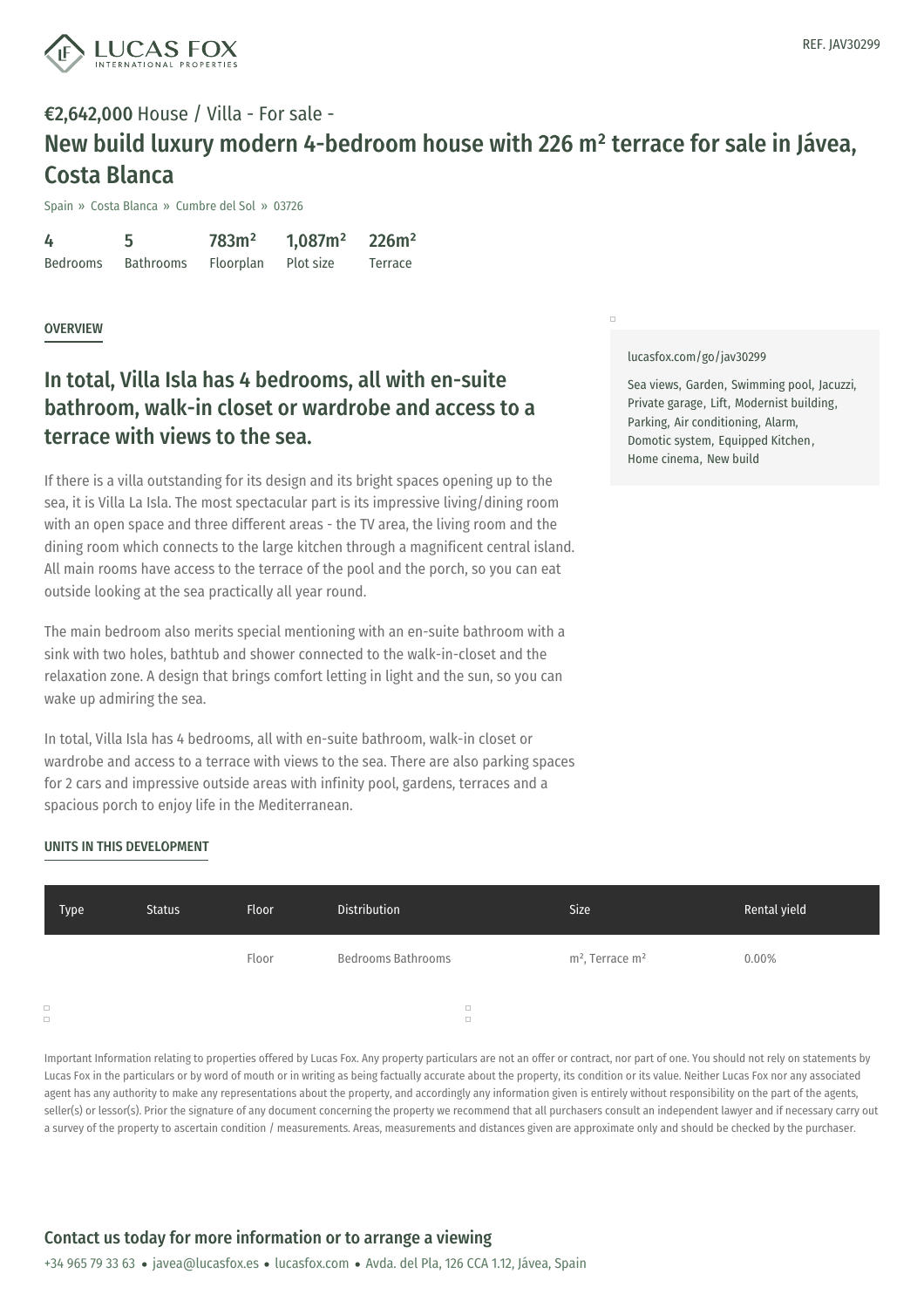REF. JAV30299

**€2,642,000** House / Villa - For sale -

# New build luxury modern 4-bedroom house with 226 m² terrace for sale in Jávea, Costa Blanca

Spain » Costa Blanca » Cumbre del Sol » 03726

| 4 | 5 | 783m² | 1,087m² | 226m² |
|---|---|---|---|---|
| Bedrooms | Bathrooms | Floorplan | Plot size | Terrace |

## OVERVIEW

## In total, Villa Isla has 4 bedrooms, all with en-suite bathroom, walk-in closet or wardrobe and access to a terrace with views to the sea.

If there is a villa outstanding for its design and its bright spaces opening up to the sea, it is Villa La Isla. The most spectacular part is its impressive living/dining room with an open space and three different areas - the TV area, the living room and the dining room which connects to the large kitchen through a magnificent central island. All main rooms have access to the terrace of the pool and the porch, so you can eat outside looking at the sea practically all year round.

The main bedroom also merits special mentioning with an en-suite bathroom with a sink with two holes, bathtub and shower connected to the walk-in-closet and the relaxation zone. A design that brings comfort letting in light and the sun, so you can wake up admiring the sea.

In total, Villa Isla has 4 bedrooms, all with en-suite bathroom, walk-in closet or wardrobe and access to a terrace with views to the sea. There are also parking spaces for 2 cars and impressive outside areas with infinity pool, gardens, terraces and a spacious porch to enjoy life in the Mediterranean.

lucasfox.com/go/jav30299

Sea views, Garden, Swimming pool, Jacuzzi, Private garage, Lift, Modernist building, Parking, Air conditioning, Alarm, Domotic system, Equipped Kitchen, Home cinema, New build

## UNITS IN THIS DEVELOPMENT

| Type | Status | Floor | Distribution | Size | Rental yield |
|---|---|---|---|---|---|
| | | Floor | Bedrooms Bathrooms | m², Terrace m² | 0.00% |

Important Information relating to properties offered by Lucas Fox. Any property particulars are not an offer or contract, nor part of one. You should not rely on statements by Lucas Fox in the particulars or by word of mouth or in writing as being factually accurate about the property, its condition or its value. Neither Lucas Fox nor any associated agent has any authority to make any representations about the property, and accordingly any information given is entirely without responsibility on the part of the agents, seller(s) or lessor(s). Prior the signature of any document concerning the property we recommend that all purchasers consult an independent lawyer and if necessary carry out a survey of the property to ascertain condition / measurements. Areas, measurements and distances given are approximate only and should be checked by the purchaser.

## Contact us today for more information or to arrange a viewing

+34 965 79 33 63 • javea@lucasfox.es • lucasfox.com • Avda. del Pla, 126 CCA 1.12, Jávea, Spain